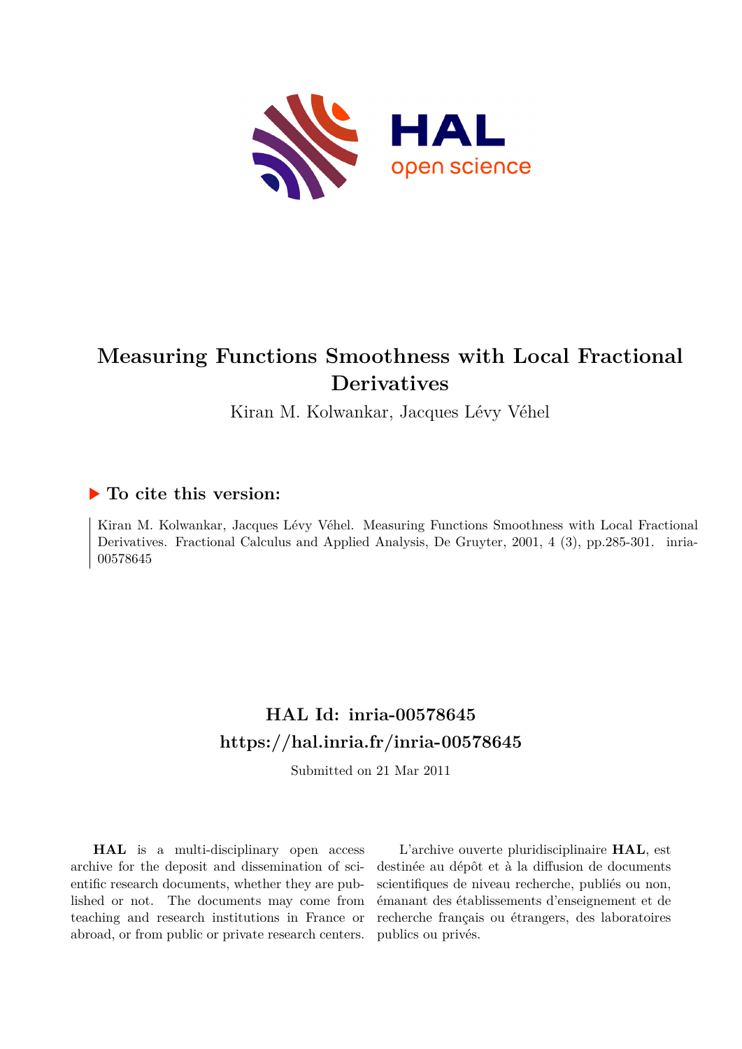# Measuring Functions Smoothness with Local Fractional Derivatives

Kiran M. Kolwankar, Jacques Lévy Véhel

### ▶ To cite this version:

Kiran M. Kolwankar, Jacques Lévy Véhel. Measuring Functions Smoothness with Local Fractional Derivatives. Fractional Calculus and Applied Analysis, De Gruyter, 2001, 4 (3), pp.285-301. inria-00578645

## HAL Id: inria-00578645
## https://hal.inria.fr/inria-00578645

Submitted on 21 Mar 2011

**HAL** is a multi-disciplinary open access archive for the deposit and dissemination of scientific research documents, whether they are published or not. The documents may come from teaching and research institutions in France or abroad, or from public or private research centers.

L'archive ouverte pluridisciplinaire **HAL**, est destinée au dépôt et à la diffusion de documents scientifiques de niveau recherche, publiés ou non, émanant des établissements d'enseignement et de recherche français ou étrangers, des laboratoires publics ou privés.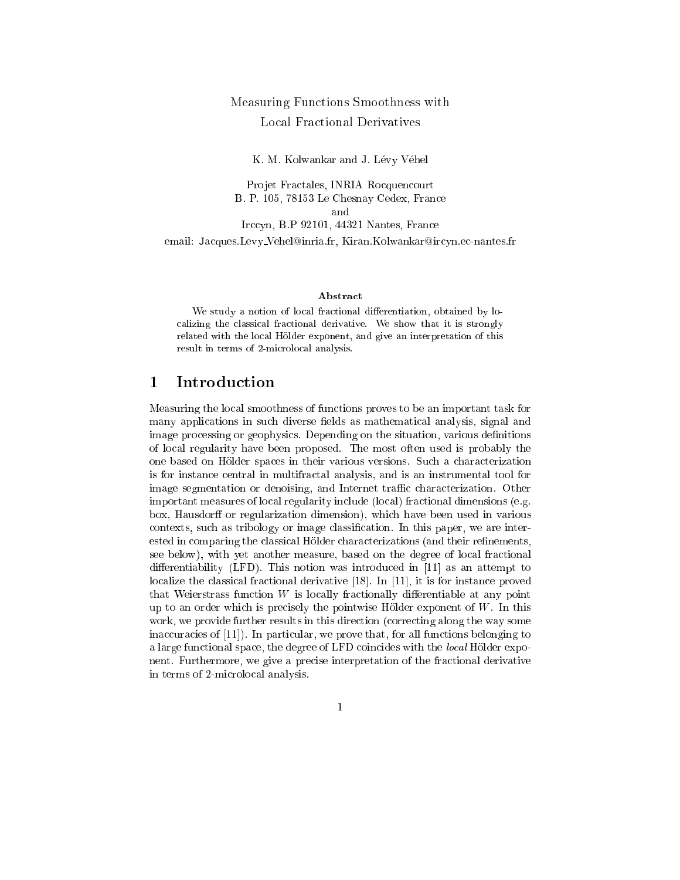# Measuring Functions Smoothness with Local Fractional Derivatives

K. M. Kolwankar and J. Lévy Véhel

Projet Fractales, INRIA Rocquencourt
B. P. 105, 78153 Le Chesnay Cedex, France
and
Irccyn, B.P 92101, 44321 Nantes, France
email: Jacques.Levy_Vehel@inria.fr, Kiran.Kolwankar@ircyn.ec-nantes.fr

### Abstract

We study a notion of local fractional differentiation, obtained by localizing the classical fractional derivative. We show that it is strongly related with the local Hölder exponent, and give an interpretation of this result in terms of 2-microlocal analysis.

## 1 Introduction

Measuring the local smoothness of functions proves to be an important task for many applications in such diverse fields as mathematical analysis, signal and image processing or geophysics. Depending on the situation, various definitions of local regularity have been proposed. The most often used is probably the one based on Hölder spaces in their various versions. Such a characterization is for instance central in multifractal analysis, and is an instrumental tool for image segmentation or denoising, and Internet traffic characterization. Other important measures of local regularity include (local) fractional dimensions (e.g. box, Hausdorff or regularization dimension), which have been used in various contexts, such as tribology or image classification. In this paper, we are interested in comparing the classical Hölder characterizations (and their refinements, see below), with yet another measure, based on the degree of local fractional differentiability (LFD). This notion was introduced in [11] as an attempt to localize the classical fractional derivative [18]. In [11], it is for instance proved that Weierstrass function $W$ is locally fractionally differentiable at any point up to an order which is precisely the pointwise Hölder exponent of $W$. In this work, we provide further results in this direction (correcting along the way some inaccuracies of [11]). In particular, we prove that, for all functions belonging to a large functional space, the degree of LFD coincides with the *local* Hölder exponent. Furthermore, we give a precise interpretation of the fractional derivative in terms of 2-microlocal analysis.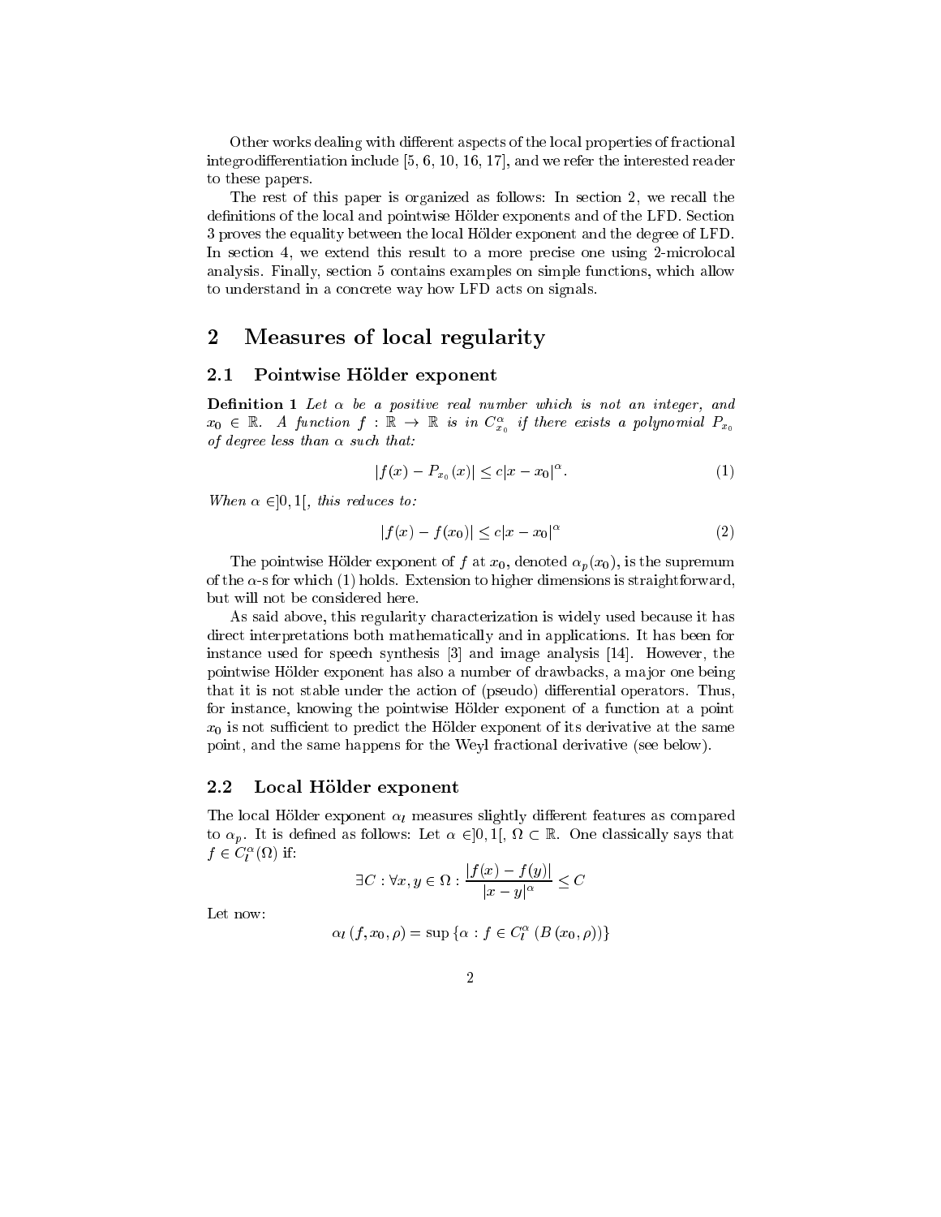Other works dealing with different aspects of the local properties of fractional integrodifferentiation include [5, 6, 10, 16, 17], and we refer the interested reader to these papers.

The rest of this paper is organized as follows: In section 2, we recall the definitions of the local and pointwise Hölder exponents and of the LFD. Section 3 proves the equality between the local Hölder exponent and the degree of LFD. In section 4, we extend this result to a more precise one using 2-microlocal analysis. Finally, section 5 contains examples on simple functions, which allow to understand in a concrete way how LFD acts on signals.

## 2 Measures of local regularity

### 2.1 Pointwise Hölder exponent

**Definition 1** *Let $\alpha$ be a positive real number which is not an integer, and $x_0 \in \mathbb{R}$. A function $f : \mathbb{R} \to \mathbb{R}$ is in $C^{\alpha}_{x_0}$ if there exists a polynomial $P_{x_0}$ of degree less than $\alpha$ such that:*

$$|f(x) - P_{x_0}(x)| \leq c|x - x_0|^{\alpha}. \tag{1}$$

*When $\alpha \in ]0, 1[$, this reduces to:*

$$|f(x) - f(x_0)| \leq c|x - x_0|^{\alpha} \tag{2}$$

The pointwise Hölder exponent of $f$ at $x_0$, denoted $\alpha_p(x_0)$, is the supremum of the $\alpha$-s for which (1) holds. Extension to higher dimensions is straightforward, but will not be considered here.

As said above, this regularity characterization is widely used because it has direct interpretations both mathematically and in applications. It has been for instance used for speech synthesis [3] and image analysis [14]. However, the pointwise Hölder exponent has also a number of drawbacks, a major one being that it is not stable under the action of (pseudo) differential operators. Thus, for instance, knowing the pointwise Hölder exponent of a function at a point $x_0$ is not sufficient to predict the Hölder exponent of its derivative at the same point, and the same happens for the Weyl fractional derivative (see below).

### 2.2 Local Hölder exponent

The local Hölder exponent $\alpha_l$ measures slightly different features as compared to $\alpha_p$. It is defined as follows: Let $\alpha \in ]0, 1[$, $\Omega \subset \mathbb{R}$. One classically says that $f \in C^{\alpha}_l(\Omega)$ if:

$$\exists C : \forall x, y \in \Omega : \frac{|f(x) - f(y)|}{|x - y|^{\alpha}} \leq C$$

Let now:

$$\alpha_l(f, x_0, \rho) = \sup \{\alpha : f \in C^{\alpha}_l(B(x_0, \rho))\}$$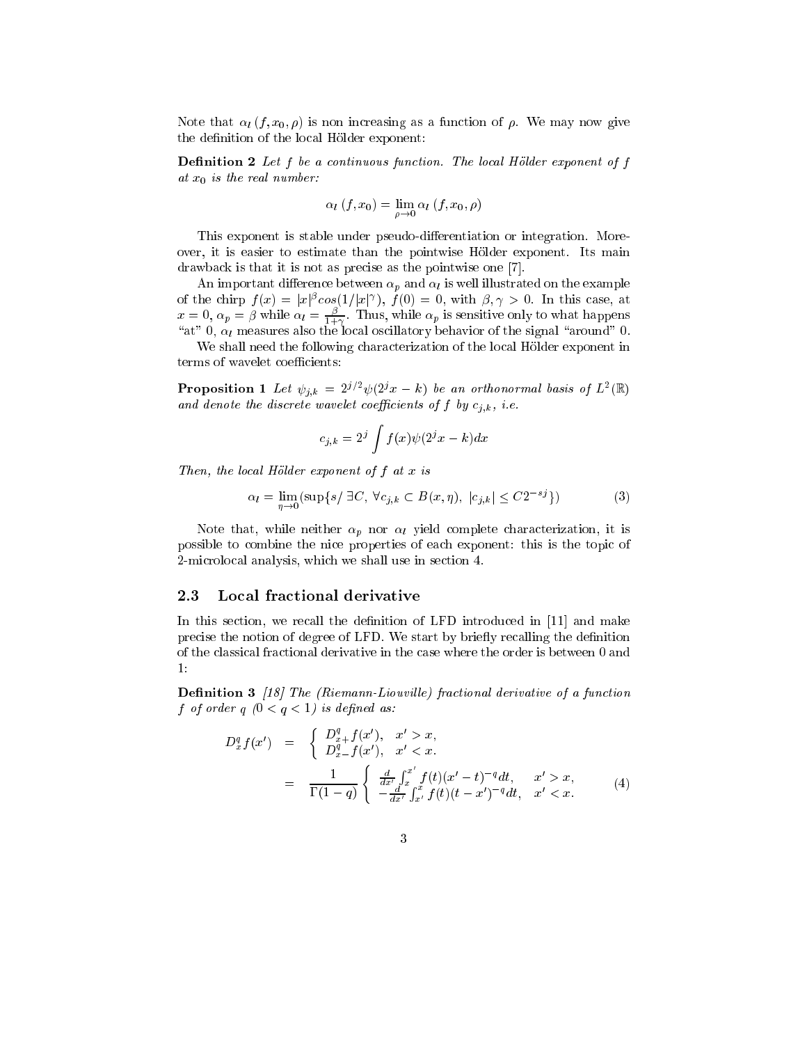Note that $\alpha_l(f, x_0, \rho)$ is non increasing as a function of $\rho$. We may now give the definition of the local Hölder exponent:

**Definition 2** *Let $f$ be a continuous function. The local Hölder exponent of $f$ at $x_0$ is the real number:*

$$\alpha_l(f, x_0) = \lim_{\rho \to 0} \alpha_l(f, x_0, \rho)$$

This exponent is stable under pseudo-differentiation or integration. Moreover, it is easier to estimate than the pointwise Hölder exponent. Its main drawback is that it is not as precise as the pointwise one [7].

An important difference between $\alpha_p$ and $\alpha_l$ is well illustrated on the example of the chirp $f(x) = |x|^\beta cos(1/|x|^\gamma)$, $f(0) = 0$, with $\beta, \gamma > 0$. In this case, at $x = 0$, $\alpha_p = \beta$ while $\alpha_l = \frac{\beta}{1+\gamma}$. Thus, while $\alpha_p$ is sensitive only to what happens "at" 0, $\alpha_l$ measures also the local oscillatory behavior of the signal "around" 0.

We shall need the following characterization of the local Hölder exponent in terms of wavelet coefficients:

**Proposition 1** *Let $\psi_{j,k} = 2^{j/2}\psi(2^j x - k)$ be an orthonormal basis of $L^2(\mathbb{R})$ and denote the discrete wavelet coefficients of $f$ by $c_{j,k}$, i.e.*

$$c_{j,k} = 2^j \int f(x)\psi(2^j x - k)dx$$

*Then, the local Hölder exponent of $f$ at $x$ is*

$$\alpha_l = \lim_{\eta \to 0} (\sup\{s / \exists C, \forall c_{j,k} \subset B(x, \eta), |c_{j,k}| \leq C 2^{-sj}\}) \tag{3}$$

Note that, while neither $\alpha_p$ nor $\alpha_l$ yield complete characterization, it is possible to combine the nice properties of each exponent: this is the topic of 2-microlocal analysis, which we shall use in section 4.

## 2.3 Local fractional derivative

In this section, we recall the definition of LFD introduced in [11] and make precise the notion of degree of LFD. We start by briefly recalling the definition of the classical fractional derivative in the case where the order is between 0 and 1:

**Definition 3** *[18] The (Riemann-Liouville) fractional derivative of a function $f$ of order $q$ $(0 < q < 1)$ is defined as:*

$$\begin{aligned} D_x^q f(x') &= \begin{cases} D_{x+}^q f(x'), & x' > x, \\ D_{x-}^q f(x'), & x' < x. \end{cases} \\ &= \frac{1}{\Gamma(1-q)} \begin{cases} \frac{d}{dx'} \int_x^{x'} f(t)(x'-t)^{-q} dt, & x' > x, \\ -\frac{d}{dx'} \int_{x'}^{x} f(t)(t-x')^{-q} dt, & x' < x. \end{cases} \end{aligned} \tag{4}$$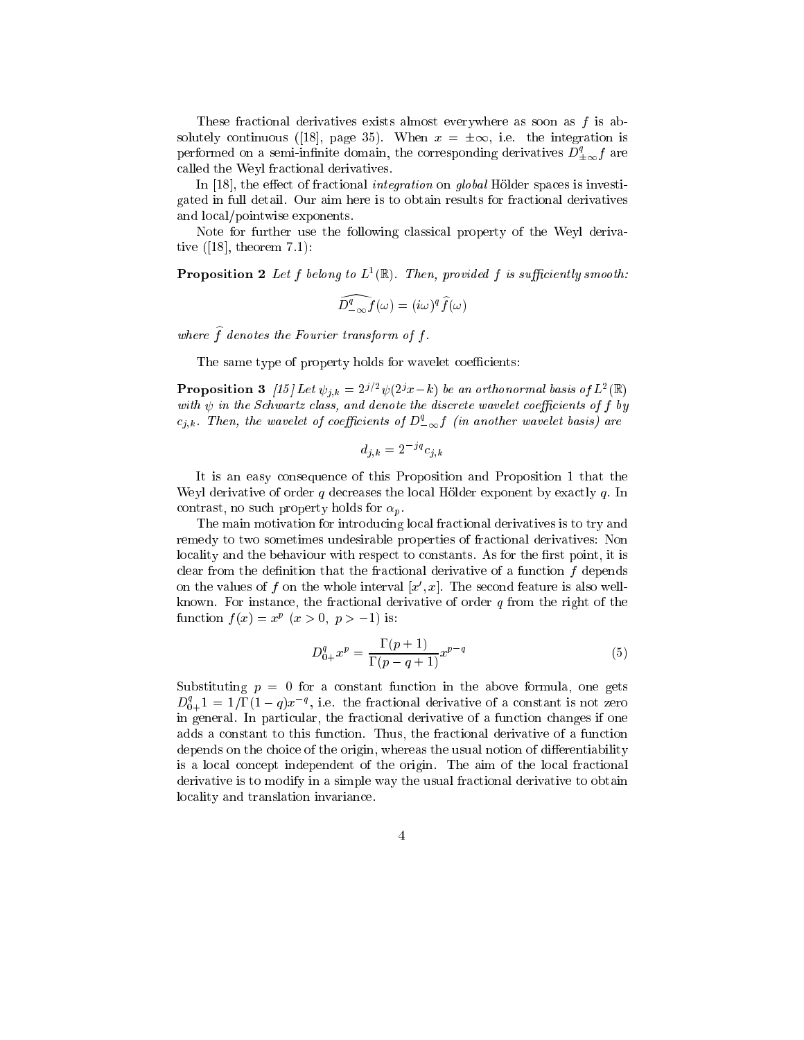These fractional derivatives exists almost everywhere as soon as $f$ is absolutely continuous ([18], page 35). When $x = \pm\infty$, i.e. the integration is performed on a semi-infinite domain, the corresponding derivatives $D^q_{\pm\infty} f$ are called the Weyl fractional derivatives.

In [18], the effect of fractional *integration* on *global* Hölder spaces is investigated in full detail. Our aim here is to obtain results for fractional derivatives and local/pointwise exponents.

Note for further use the following classical property of the Weyl derivative ([18], theorem 7.1):

**Proposition 2** *Let $f$ belong to $L^1(\mathbb{R})$. Then, provided $f$ is sufficiently smooth:*

$$\widehat{D^q_{-\infty} f}(\omega) = (i\omega)^q \widehat{f}(\omega)$$

*where $\widehat{f}$ denotes the Fourier transform of $f$.*

The same type of property holds for wavelet coefficients:

**Proposition 3** *[15] Let $\psi_{j,k} = 2^{j/2}\psi(2^j x - k)$ be an orthonormal basis of $L^2(\mathbb{R})$ with $\psi$ in the Schwartz class, and denote the discrete wavelet coefficients of $f$ by $c_{j,k}$. Then, the wavelet of coefficients of $D^q_{-\infty} f$ (in another wavelet basis) are*

$$d_{j,k} = 2^{-jq} c_{j,k}$$

It is an easy consequence of this Proposition and Proposition 1 that the Weyl derivative of order $q$ decreases the local Hölder exponent by exactly $q$. In contrast, no such property holds for $\alpha_p$.

The main motivation for introducing local fractional derivatives is to try and remedy to two sometimes undesirable properties of fractional derivatives: Non locality and the behaviour with respect to constants. As for the first point, it is clear from the definition that the fractional derivative of a function $f$ depends on the values of $f$ on the whole interval $[x', x]$. The second feature is also well-known. For instance, the fractional derivative of order $q$ from the right of the function $f(x) = x^p$ $(x > 0,\ p > -1)$ is:

$$D^q_{0+} x^p = \frac{\Gamma(p+1)}{\Gamma(p-q+1)} x^{p-q} \tag{5}$$

Substituting $p = 0$ for a constant function in the above formula, one gets $D^q_{0+} 1 = 1/\Gamma(1-q)x^{-q}$, i.e. the fractional derivative of a constant is not zero in general. In particular, the fractional derivative of a function changes if one adds a constant to this function. Thus, the fractional derivative of a function depends on the choice of the origin, whereas the usual notion of differentiability is a local concept independent of the origin. The aim of the local fractional derivative is to modify in a simple way the usual fractional derivative to obtain locality and translation invariance.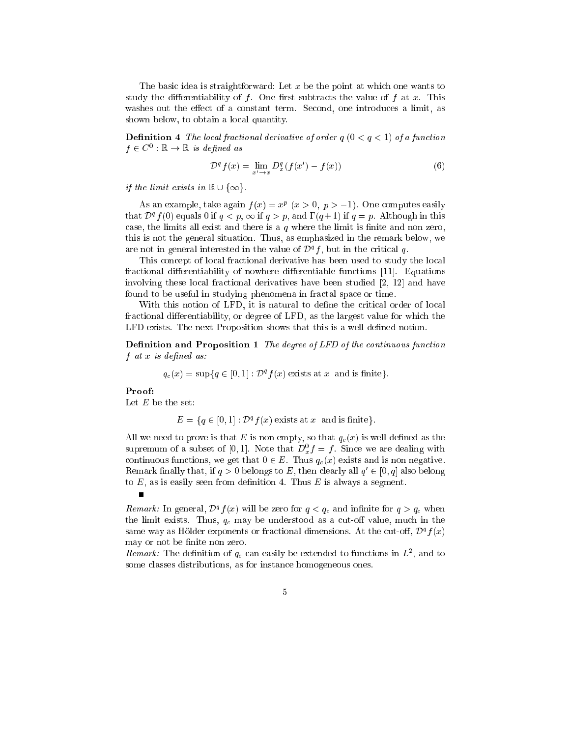The basic idea is straightforward: Let $x$ be the point at which one wants to study the differentiability of $f$. One first subtracts the value of $f$ at $x$. This washes out the effect of a constant term. Second, one introduces a limit, as shown below, to obtain a local quantity.

**Definition 4** *The local fractional derivative of order $q$ $(0 < q < 1)$ of a function $f \in C^0 : \mathbb{R} \to \mathbb{R}$ is defined as*

$$\mathcal{D}^q f(x) = \lim_{x' \to x} D_x^q (f(x') - f(x)) \tag{6}$$

*if the limit exists in $\mathbb{R} \cup \{\infty\}$.*

As an example, take again $f(x) = x^p$ $(x > 0,\ p > -1)$. One computes easily that $\mathcal{D}^q f(0)$ equals 0 if $q < p$, $\infty$ if $q > p$, and $\Gamma(q+1)$ if $q = p$. Although in this case, the limits all exist and there is a $q$ where the limit is finite and non zero, this is not the general situation. Thus, as emphasized in the remark below, we are not in general interested in the value of $\mathcal{D}^q f$, but in the critical $q$.

This concept of local fractional derivative has been used to study the local fractional differentiability of nowhere differentiable functions [11]. Equations involving these local fractional derivatives have been studied [2, 12] and have found to be useful in studying phenomena in fractal space or time.

With this notion of LFD, it is natural to define the critical order of local fractional differentiability, or degree of LFD, as the largest value for which the LFD exists. The next Proposition shows that this is a well defined notion.

**Definition and Proposition 1** *The degree of LFD of the continuous function $f$ at $x$ is defined as:*

$$q_c(x) = \sup\{q \in [0,1] : \mathcal{D}^q f(x) \text{ exists at } x \text{ and is finite}\}.$$

**Proof:**
Let $E$ be the set:

$$E = \{q \in [0,1] : \mathcal{D}^q f(x) \text{ exists at } x \text{ and is finite}\}.$$

All we need to prove is that $E$ is non empty, so that $q_c(x)$ is well defined as the supremum of a subset of $[0,1]$. Note that $D_x^0 f = f$. Since we are dealing with continuous functions, we get that $0 \in E$. Thus $q_c(x)$ exists and is non negative. Remark finally that, if $q > 0$ belongs to $E$, then clearly all $q' \in [0,q]$ also belong to $E$, as is easily seen from definition 4. Thus $E$ is always a segment.

∎

*Remark:* In general, $\mathcal{D}^q f(x)$ will be zero for $q < q_c$ and infinite for $q > q_c$ when the limit exists. Thus, $q_c$ may be understood as a cut-off value, much in the same way as Hölder exponents or fractional dimensions. At the cut-off, $\mathcal{D}^q f(x)$ may or not be finite non zero.

*Remark:* The definition of $q_c$ can easily be extended to functions in $L^2$, and to some classes distributions, as for instance homogeneous ones.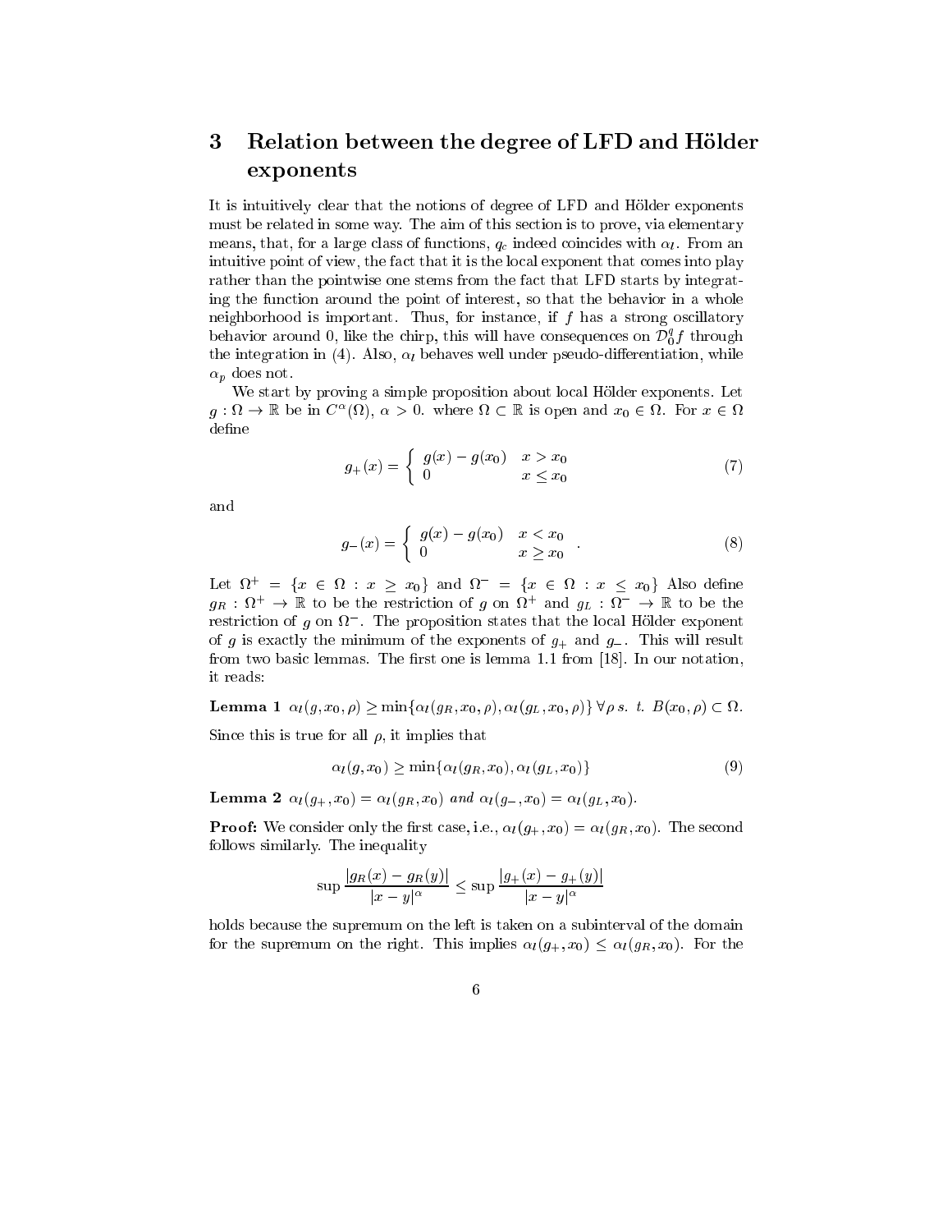## 3 Relation between the degree of LFD and Hölder exponents

It is intuitively clear that the notions of degree of LFD and Hölder exponents must be related in some way. The aim of this section is to prove, via elementary means, that, for a large class of functions, $q_c$ indeed coincides with $\alpha_l$. From an intuitive point of view, the fact that it is the local exponent that comes into play rather than the pointwise one stems from the fact that LFD starts by integrating the function around the point of interest, so that the behavior in a whole neighborhood is important. Thus, for instance, if $f$ has a strong oscillatory behavior around 0, like the chirp, this will have consequences on $\mathcal{D}_0^q f$ through the integration in (4). Also, $\alpha_l$ behaves well under pseudo-differentiation, while $\alpha_p$ does not.

We start by proving a simple proposition about local Hölder exponents. Let $g : \Omega \to \mathbb{R}$ be in $C^\alpha(\Omega)$, $\alpha > 0$. where $\Omega \subset \mathbb{R}$ is open and $x_0 \in \Omega$. For $x \in \Omega$ define

$$g_+(x) = \begin{cases} g(x) - g(x_0) & x > x_0 \\ 0 & x \leq x_0 \end{cases} \tag{7}$$

and

$$g_-(x) = \begin{cases} g(x) - g(x_0) & x < x_0 \\ 0 & x \geq x_0 \end{cases} . \tag{8}$$

Let $\Omega^+ = \{x \in \Omega : x \geq x_0\}$ and $\Omega^- = \{x \in \Omega : x \leq x_0\}$ Also define $g_R : \Omega^+ \to \mathbb{R}$ to be the restriction of $g$ on $\Omega^+$ and $g_L : \Omega^- \to \mathbb{R}$ to be the restriction of $g$ on $\Omega^-$. The proposition states that the local Hölder exponent of $g$ is exactly the minimum of the exponents of $g_+$ and $g_-$. This will result from two basic lemmas. The first one is lemma 1.1 from [18]. In our notation, it reads:

**Lemma 1** *$\alpha_l(g, x_0, \rho) \geq \min\{\alpha_l(g_R, x_0, \rho), \alpha_l(g_L, x_0, \rho)\} \; \forall \rho$ s. t. $B(x_0, \rho) \subset \Omega$.*

Since this is true for all $\rho$, it implies that

$$\alpha_l(g, x_0) \geq \min\{\alpha_l(g_R, x_0), \alpha_l(g_L, x_0)\} \tag{9}$$

**Lemma 2** *$\alpha_l(g_+, x_0) = \alpha_l(g_R, x_0)$ and $\alpha_l(g_-, x_0) = \alpha_l(g_L, x_0)$.*

**Proof:** We consider only the first case, i.e., $\alpha_l(g_+, x_0) = \alpha_l(g_R, x_0)$. The second follows similarly. The inequality

$$\sup \frac{|g_R(x) - g_R(y)|}{|x - y|^\alpha} \leq \sup \frac{|g_+(x) - g_+(y)|}{|x - y|^\alpha}$$

holds because the supremum on the left is taken on a subinterval of the domain for the supremum on the right. This implies $\alpha_l(g_+, x_0) \leq \alpha_l(g_R, x_0)$. For the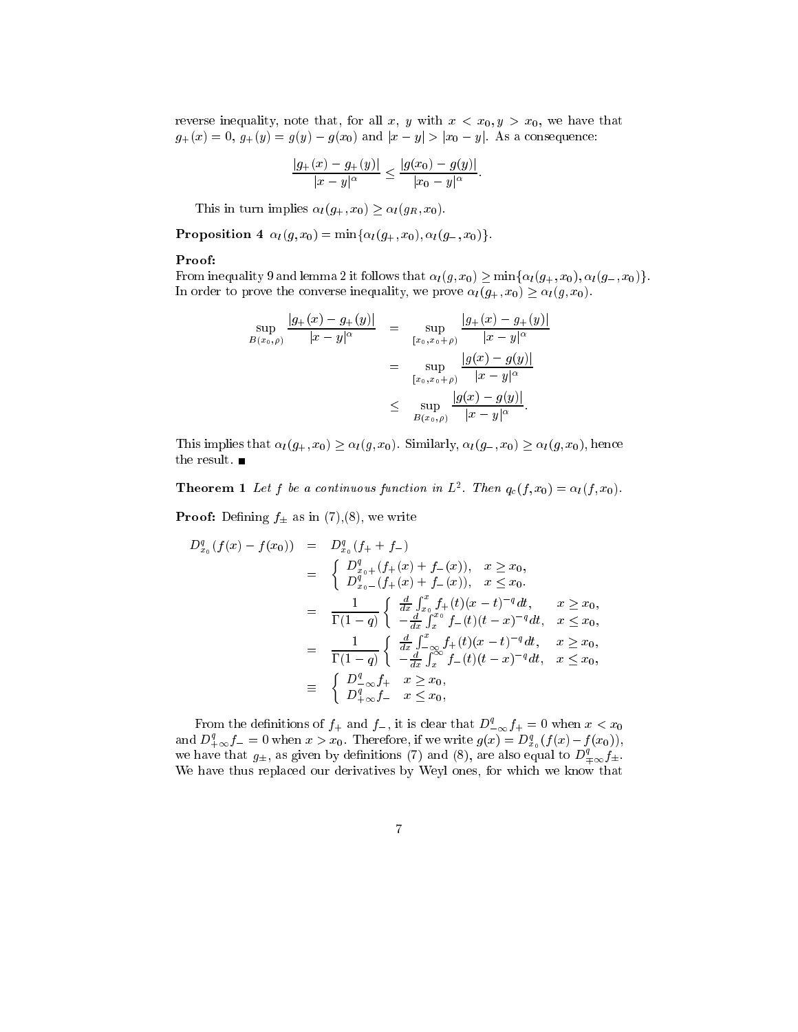reverse inequality, note that, for all $x$, $y$ with $x < x_0, y > x_0$, we have that $g_+(x) = 0$, $g_+(y) = g(y) - g(x_0)$ and $|x - y| > |x_0 - y|$. As a consequence:

$$\frac{|g_+(x) - g_+(y)|}{|x - y|^\alpha} \leq \frac{|g(x_0) - g(y)|}{|x_0 - y|^\alpha}.$$

This in turn implies $\alpha_l(g_+, x_0) \geq \alpha_l(g_R, x_0)$.

**Proposition 4** $\alpha_l(g, x_0) = \min\{\alpha_l(g_+, x_0), \alpha_l(g_-, x_0)\}$.

**Proof:**
From inequality 9 and lemma 2 it follows that $\alpha_l(g, x_0) \geq \min\{\alpha_l(g_+, x_0), \alpha_l(g_-, x_0)\}$. In order to prove the converse inequality, we prove $\alpha_l(g_+, x_0) \geq \alpha_l(g, x_0)$.

$$\begin{aligned}
\sup_{B(x_0,\rho)} \frac{|g_+(x) - g_+(y)|}{|x - y|^\alpha} &= \sup_{[x_0, x_0+\rho)} \frac{|g_+(x) - g_+(y)|}{|x - y|^\alpha} \\
&= \sup_{[x_0, x_0+\rho)} \frac{|g(x) - g(y)|}{|x - y|^\alpha} \\
&\leq \sup_{B(x_0,\rho)} \frac{|g(x) - g(y)|}{|x - y|^\alpha}.
\end{aligned}$$

This implies that $\alpha_l(g_+, x_0) \geq \alpha_l(g, x_0)$. Similarly, $\alpha_l(g_-, x_0) \geq \alpha_l(g, x_0)$, hence the result. ∎

**Theorem 1** *Let $f$ be a continuous function in $L^2$. Then $q_c(f, x_0) = \alpha_l(f, x_0)$.*

**Proof:** Defining $f_\pm$ as in (7),(8), we write

$$\begin{aligned}
D^q_{x_0}(f(x) - f(x_0)) &= D^q_{x_0}(f_+ + f_-) \\
&= \begin{cases} D^q_{x_0+}(f_+(x) + f_-(x)), & x \geq x_0, \\ D^q_{x_0-}(f_+(x) + f_-(x)), & x \leq x_0. \end{cases} \\
&= \frac{1}{\Gamma(1-q)} \begin{cases} \frac{d}{dx}\int_{x_0}^x f_+(t)(x-t)^{-q}dt, & x \geq x_0, \\ -\frac{d}{dx}\int_x^{x_0} f_-(t)(t-x)^{-q}dt, & x \leq x_0, \end{cases} \\
&= \frac{1}{\Gamma(1-q)} \begin{cases} \frac{d}{dx}\int_{-\infty}^x f_+(t)(x-t)^{-q}dt, & x \geq x_0, \\ -\frac{d}{dx}\int_x^{\infty} f_-(t)(t-x)^{-q}dt, & x \leq x_0, \end{cases} \\
&\equiv \begin{cases} D^q_{-\infty}f_+ & x \geq x_0, \\ D^q_{+\infty}f_- & x \leq x_0, \end{cases}
\end{aligned}$$

From the definitions of $f_+$ and $f_-$, it is clear that $D^q_{-\infty}f_+ = 0$ when $x < x_0$ and $D^q_{+\infty}f_- = 0$ when $x > x_0$. Therefore, if we write $g(x) = D^q_{x_0}(f(x) - f(x_0))$, we have that $g_\pm$, as given by definitions (7) and (8), are also equal to $D^q_{\mp\infty}f_\pm$. We have thus replaced our derivatives by Weyl ones, for which we know that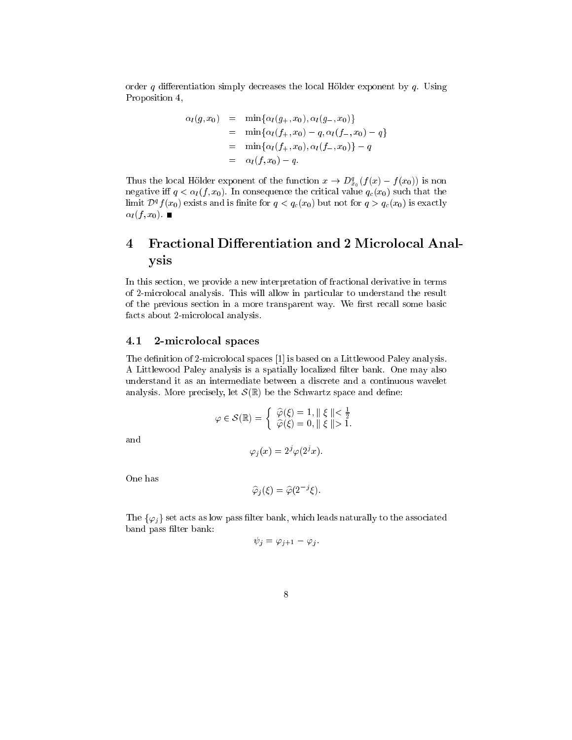order $q$ differentiation simply decreases the local Hölder exponent by $q$. Using Proposition 4,

$$
\begin{aligned}
\alpha_l(g, x_0) &= \min\{\alpha_l(g_+, x_0), \alpha_l(g_-, x_0)\} \\
&= \min\{\alpha_l(f_+, x_0) - q, \alpha_l(f_-, x_0) - q\} \\
&= \min\{\alpha_l(f_+, x_0), \alpha_l(f_-, x_0)\} - q \\
&= \alpha_l(f, x_0) - q.
\end{aligned}
$$

Thus the local Hölder exponent of the function $x \to D^q_{x_0}(f(x) - f(x_0))$ is non negative iff $q < \alpha_l(f, x_0)$. In consequence the critical value $q_c(x_0)$ such that the limit $\mathcal{D}^q f(x_0)$ exists and is finite for $q < q_c(x_0)$ but not for $q > q_c(x_0)$ is exactly $\alpha_l(f, x_0)$. ■

# 4 Fractional Differentiation and 2 Microlocal Analysis

In this section, we provide a new interpretation of fractional derivative in terms of 2-microlocal analysis. This will allow in particular to understand the result of the previous section in a more transparent way. We first recall some basic facts about 2-microlocal analysis.

## 4.1 2-microlocal spaces

The definition of 2-microlocal spaces [1] is based on a Littlewood Paley analysis. A Littlewood Paley analysis is a spatially localized filter bank. One may also understand it as an intermediate between a discrete and a continuous wavelet analysis. More precisely, let $\mathcal{S}(\mathbb{R})$ be the Schwartz space and define:

$$
\varphi \in \mathcal{S}(\mathbb{R}) = \left\{ \begin{array}{l} \widehat{\varphi}(\xi) = 1, \parallel \xi \parallel < \frac{1}{2} \\ \widehat{\varphi}(\xi) = 0, \parallel \xi \parallel > 1. \end{array} \right.
$$

and

$$
\varphi_j(x) = 2^j \varphi(2^j x).
$$

One has

$$
\widehat{\varphi}_j(\xi) = \widehat{\varphi}(2^{-j}\xi).
$$

The $\{\varphi_j\}$ set acts as low pass filter bank, which leads naturally to the associated band pass filter bank:

$$
\psi_j = \varphi_{j+1} - \varphi_j.
$$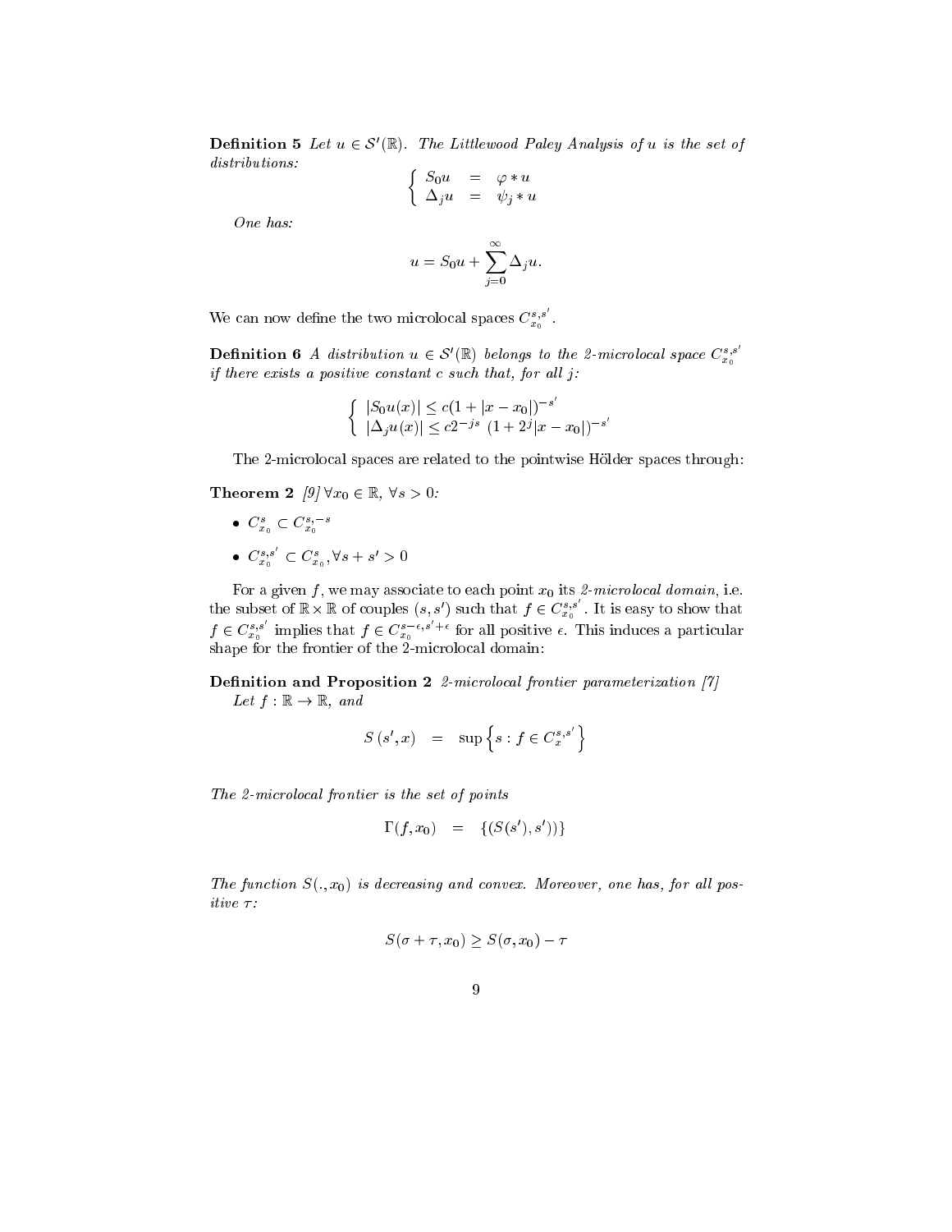**Definition 5** *Let $u \in \mathcal{S}'(\mathbb{R})$. The Littlewood Paley Analysis of $u$ is the set of distributions:*

$$\left\{ \begin{array}{lcl} S_0 u & = & \varphi * u \\ \Delta_j u & = & \psi_j * u \end{array} \right.$$

*One has:*

$$u = S_0 u + \sum_{j=0}^{\infty} \Delta_j u.$$

We can now define the two microlocal spaces $C_{x_0}^{s,s'}$.

**Definition 6** *A distribution $u \in \mathcal{S}'(\mathbb{R})$ belongs to the 2-microlocal space $C_{x_0}^{s,s'}$ if there exists a positive constant $c$ such that, for all $j$:*

$$\left\{ \begin{array}{l} |S_0 u(x)| \leq c(1 + |x - x_0|)^{-s'} \\ |\Delta_j u(x)| \leq c 2^{-js} \, (1 + 2^j |x - x_0|)^{-s'} \end{array} \right.$$

The 2-microlocal spaces are related to the pointwise Hölder spaces through:

**Theorem 2** *[9] $\forall x_0 \in \mathbb{R}$, $\forall s > 0$:*

- $C_{x_0}^{s} \subset C_{x_0}^{s,-s}$
- $C_{x_0}^{s,s'} \subset C_{x_0}^{s}, \forall s + s' > 0$

For a given $f$, we may associate to each point $x_0$ its *2-microlocal domain*, i.e. the subset of $\mathbb{R} \times \mathbb{R}$ of couples $(s, s')$ such that $f \in C_{x_0}^{s,s'}$. It is easy to show that $f \in C_{x_0}^{s,s'}$ implies that $f \in C_{x_0}^{s-\epsilon, s'+\epsilon}$ for all positive $\epsilon$. This induces a particular shape for the frontier of the 2-microlocal domain:

**Definition and Proposition 2** *2-microlocal frontier parameterization [7]*
*Let $f : \mathbb{R} \rightarrow \mathbb{R}$, and*

$$S\left(s', x\right) \quad = \quad \sup \left\{ s : f \in C_{x}^{s,s'} \right\}$$

*The 2-microlocal frontier is the set of points*

$$\Gamma(f, x_0) \quad = \quad \{(S(s'), s'))\}$$

*The function $S(., x_0)$ is decreasing and convex. Moreover, one has, for all positive $\tau$:*

$$S(\sigma + \tau, x_0) \geq S(\sigma, x_0) - \tau$$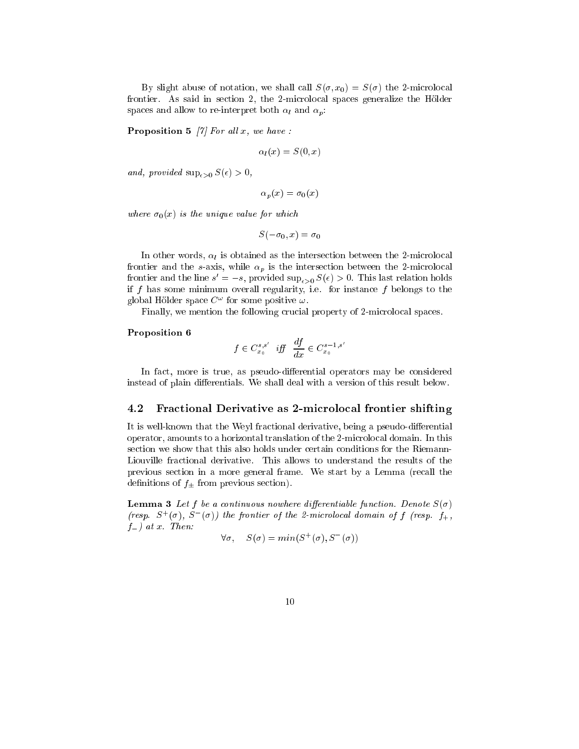By slight abuse of notation, we shall call $S(\sigma, x_0) = S(\sigma)$ the 2-microlocal frontier. As said in section 2, the 2-microlocal spaces generalize the Hölder spaces and allow to re-interpret both $\alpha_l$ and $\alpha_p$:

**Proposition 5** *[7] For all $x$, we have :*

$$\alpha_l(x) = S(0, x)$$

*and, provided $\sup_{\epsilon > 0} S(\epsilon) > 0$,*

$$\alpha_p(x) = \sigma_0(x)$$

*where $\sigma_0(x)$ is the unique value for which*

$$S(-\sigma_0, x) = \sigma_0$$

In other words, $\alpha_l$ is obtained as the intersection between the 2-microlocal frontier and the $s$-axis, while $\alpha_p$ is the intersection between the 2-microlocal frontier and the line $s' = -s$, provided $\sup_{\epsilon > 0} S(\epsilon) > 0$. This last relation holds if $f$ has some minimum overall regularity, i.e. for instance $f$ belongs to the global Hölder space $C^{\omega}$ for some positive $\omega$.

Finally, we mention the following crucial property of 2-microlocal spaces.

**Proposition 6**

$$f \in C_{x_0}^{s,s'} \quad \textit{iff} \quad \frac{df}{dx} \in C_{x_0}^{s-1,s'}$$

In fact, more is true, as pseudo-differential operators may be considered instead of plain differentials. We shall deal with a version of this result below.

## 4.2 Fractional Derivative as 2-microlocal frontier shifting

It is well-known that the Weyl fractional derivative, being a pseudo-differential operator, amounts to a horizontal translation of the 2-microlocal domain. In this section we show that this also holds under certain conditions for the Riemann-Liouville fractional derivative. This allows to understand the results of the previous section in a more general frame. We start by a Lemma (recall the definitions of $f_{\pm}$ from previous section).

**Lemma 3** *Let $f$ be a continuous nowhere differentiable function. Denote $S(\sigma)$ (resp. $S^+(\sigma)$, $S^-(\sigma)$) the frontier of the 2-microlocal domain of $f$ (resp. $f_+$, $f_-$) at $x$. Then:*

$$\forall \sigma, \quad S(\sigma) = min(S^+(\sigma), S^-(\sigma))$$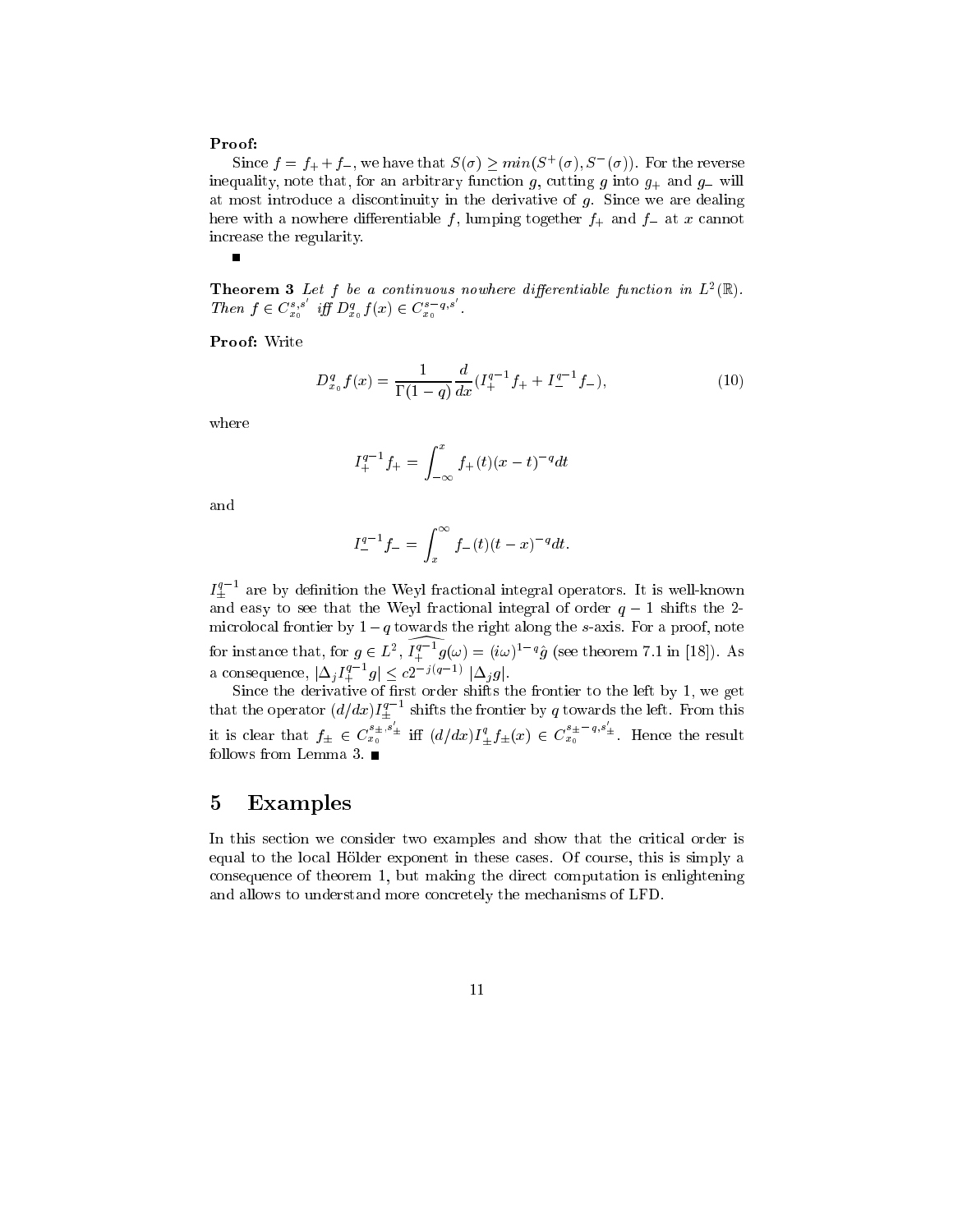**Proof:**

Since $f = f_+ + f_-$, we have that $S(\sigma) \geq min(S^+(\sigma), S^-(\sigma))$. For the reverse inequality, note that, for an arbitrary function $g$, cutting $g$ into $g_+$ and $g_-$ will at most introduce a discontinuity in the derivative of $g$. Since we are dealing here with a nowhere differentiable $f$, lumping together $f_+$ and $f_-$ at $x$ cannot increase the regularity.

■

**Theorem 3** *Let $f$ be a continuous nowhere differentiable function in $L^2(\mathbb{R})$. Then $f \in C^{s,s'}_{x_0}$ iff $D^q_{x_0} f(x) \in C^{s-q,s'}_{x_0}$.*

**Proof:** Write

$$D^q_{x_0} f(x) = \frac{1}{\Gamma(1-q)} \frac{d}{dx} (I^{q-1}_+ f_+ + I^{q-1}_- f_-), \tag{10}$$

where

$$I^{q-1}_+ f_+ = \int_{-\infty}^{x} f_+(t)(x-t)^{-q} dt$$

and

$$I^{q-1}_- f_- = \int_{x}^{\infty} f_-(t)(t-x)^{-q} dt.$$

$I^{q-1}_\pm$ are by definition the Weyl fractional integral operators. It is well-known and easy to see that the Weyl fractional integral of order $q-1$ shifts the 2-microlocal frontier by $1-q$ towards the right along the $s$-axis. For a proof, note for instance that, for $g \in L^2$, $\widehat{I^{q-1}_+ g}(\omega) = (i\omega)^{1-q}\hat{g}$ (see theorem 7.1 in [18]). As a consequence, $|\Delta_j I^{q-1}_+ g| \leq c 2^{-j(q-1)} \, |\Delta_j g|$.

Since the derivative of first order shifts the frontier to the left by 1, we get that the operator $(d/dx) I^{q-1}_\pm$ shifts the frontier by $q$ towards the left. From this it is clear that $f_\pm \in C^{s_\pm, s'_\pm}_{x_0}$ iff $(d/dx) I^q_\pm f_\pm(x) \in C^{s_\pm - q, s'_\pm}_{x_0}$. Hence the result follows from Lemma 3. ■

# 5 Examples

In this section we consider two examples and show that the critical order is equal to the local Hölder exponent in these cases. Of course, this is simply a consequence of theorem 1, but making the direct computation is enlightening and allows to understand more concretely the mechanisms of LFD.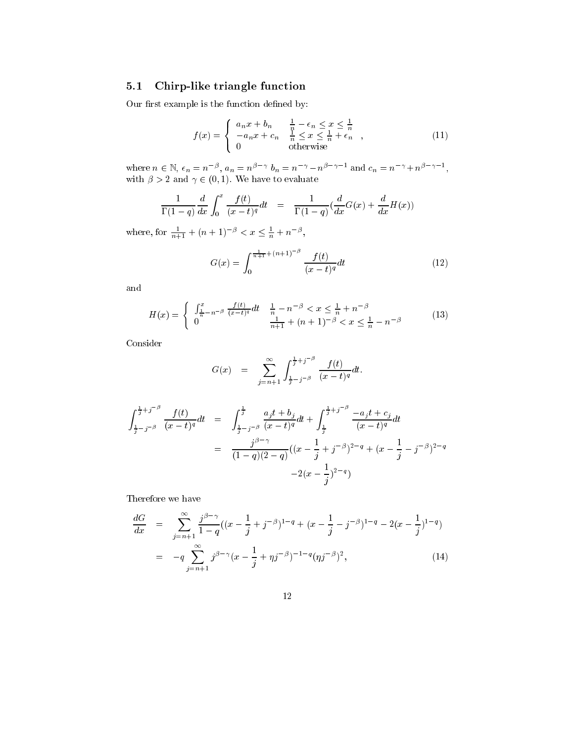### 5.1 Chirp-like triangle function

Our first example is the function defined by:

$$f(x) = \begin{cases} a_n x + b_n & \frac{1}{n} - \epsilon_n \leq x \leq \frac{1}{n} \\ -a_n x + c_n & \frac{1}{n} \leq x \leq \frac{1}{n} + \epsilon_n \\ 0 & \text{otherwise} \end{cases}, \tag{11}$$

where $n \in \mathbb{N}$, $\epsilon_n = n^{-\beta}$, $a_n = n^{\beta-\gamma}$ $b_n = n^{-\gamma} - n^{\beta-\gamma-1}$ and $c_n = n^{-\gamma} + n^{\beta-\gamma-1}$, with $\beta > 2$ and $\gamma \in (0,1)$. We have to evaluate

$$\frac{1}{\Gamma(1-q)} \frac{d}{dx} \int_0^x \frac{f(t)}{(x-t)^q} dt = \frac{1}{\Gamma(1-q)} \left(\frac{d}{dx} G(x) + \frac{d}{dx} H(x)\right)$$

where, for $\frac{1}{n+1} + (n+1)^{-\beta} < x \leq \frac{1}{n} + n^{-\beta}$,

$$G(x) = \int_0^{\frac{1}{n+1} + (n+1)^{-\beta}} \frac{f(t)}{(x-t)^q} dt \tag{12}$$

and

$$H(x) = \begin{cases} \int_{\frac{1}{n} - n^{-\beta}}^{x} \frac{f(t)}{(x-t)^q} dt & \frac{1}{n} - n^{-\beta} < x \leq \frac{1}{n} + n^{-\beta} \\ 0 & \frac{1}{n+1} + (n+1)^{-\beta} < x \leq \frac{1}{n} - n^{-\beta} \end{cases} \tag{13}$$

Consider

$$G(x) = \sum_{j=n+1}^{\infty} \int_{\frac{1}{j} - j^{-\beta}}^{\frac{1}{j} + j^{-\beta}} \frac{f(t)}{(x-t)^q} dt.$$

$$\begin{aligned}
\int_{\frac{1}{j} - j^{-\beta}}^{\frac{1}{j} + j^{-\beta}} \frac{f(t)}{(x-t)^q} dt &= \int_{\frac{1}{j} - j^{-\beta}}^{\frac{1}{j}} \frac{a_j t + b_j}{(x-t)^q} dt + \int_{\frac{1}{j}}^{\frac{1}{j} + j^{-\beta}} \frac{-a_j t + c_j}{(x-t)^q} dt \\
&= \frac{j^{\beta-\gamma}}{(1-q)(2-q)} \Big( (x - \frac{1}{j} + j^{-\beta})^{2-q} + (x - \frac{1}{j} - j^{-\beta})^{2-q} \\
&\qquad - 2(x - \frac{1}{j})^{2-q} \Big)
\end{aligned}$$

Therefore we have

$$\begin{aligned}
\frac{dG}{dx} &= \sum_{j=n+1}^{\infty} \frac{j^{\beta-\gamma}}{1-q} \left( (x - \frac{1}{j} + j^{-\beta})^{1-q} + (x - \frac{1}{j} - j^{-\beta})^{1-q} - 2(x - \frac{1}{j})^{1-q} \right) \\
&= -q \sum_{j=n+1}^{\infty} j^{\beta-\gamma} (x - \frac{1}{j} + \eta j^{-\beta})^{-1-q} (\eta j^{-\beta})^2,
\end{aligned} \tag{14}$$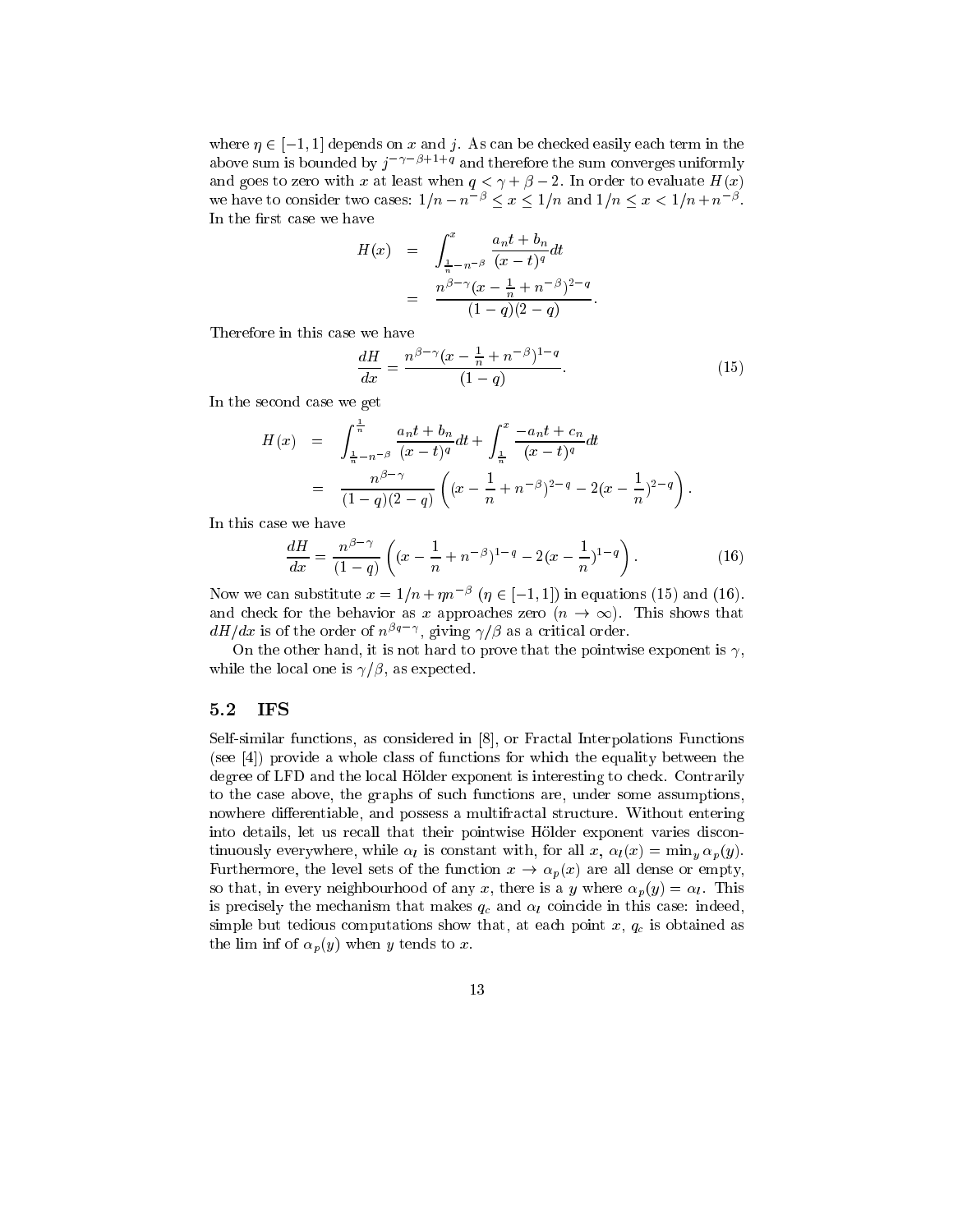where $\eta \in [-1, 1]$ depends on $x$ and $j$. As can be checked easily each term in the above sum is bounded by $j^{-\gamma-\beta+1+q}$ and therefore the sum converges uniformly and goes to zero with $x$ at least when $q < \gamma + \beta - 2$. In order to evaluate $H(x)$ we have to consider two cases: $1/n - n^{-\beta} \leq x \leq 1/n$ and $1/n \leq x < 1/n + n^{-\beta}$. In the first case we have

$$
\begin{aligned}
H(x) &= \int_{\frac{1}{n}-n^{-\beta}}^{x} \frac{a_n t + b_n}{(x-t)^q} dt \\
&= \frac{n^{\beta-\gamma}(x - \frac{1}{n} + n^{-\beta})^{2-q}}{(1-q)(2-q)}.
\end{aligned}
$$

Therefore in this case we have

$$
\frac{dH}{dx} = \frac{n^{\beta-\gamma}(x - \frac{1}{n} + n^{-\beta})^{1-q}}{(1-q)}. \tag{15}
$$

In the second case we get

$$
\begin{aligned}
H(x) &= \int_{\frac{1}{n}-n^{-\beta}}^{\frac{1}{n}} \frac{a_n t + b_n}{(x-t)^q} dt + \int_{\frac{1}{n}}^{x} \frac{-a_n t + c_n}{(x-t)^q} dt \\
&= \frac{n^{\beta-\gamma}}{(1-q)(2-q)} \left( (x - \frac{1}{n} + n^{-\beta})^{2-q} - 2(x - \frac{1}{n})^{2-q} \right).
\end{aligned}
$$

In this case we have

$$
\frac{dH}{dx} = \frac{n^{\beta-\gamma}}{(1-q)} \left( (x - \frac{1}{n} + n^{-\beta})^{1-q} - 2(x - \frac{1}{n})^{1-q} \right). \tag{16}
$$

Now we can substitute $x = 1/n + \eta n^{-\beta}$ ($\eta \in [-1, 1]$) in equations (15) and (16). and check for the behavior as $x$ approaches zero ($n \to \infty$). This shows that $dH/dx$ is of the order of $n^{\beta q - \gamma}$, giving $\gamma/\beta$ as a critical order.

On the other hand, it is not hard to prove that the pointwise exponent is $\gamma$, while the local one is $\gamma/\beta$, as expected.

### 5.2 IFS

Self-similar functions, as considered in [8], or Fractal Interpolations Functions (see [4]) provide a whole class of functions for which the equality between the degree of LFD and the local Hölder exponent is interesting to check. Contrarily to the case above, the graphs of such functions are, under some assumptions, nowhere differentiable, and possess a multifractal structure. Without entering into details, let us recall that their pointwise Hölder exponent varies discontinuously everywhere, while $\alpha_l$ is constant with, for all $x$, $\alpha_l(x) = \min_y \alpha_p(y)$. Furthermore, the level sets of the function $x \to \alpha_p(x)$ are all dense or empty, so that, in every neighbourhood of any $x$, there is a $y$ where $\alpha_p(y) = \alpha_l$. This is precisely the mechanism that makes $q_c$ and $\alpha_l$ coincide in this case: indeed, simple but tedious computations show that, at each point $x$, $q_c$ is obtained as the lim inf of $\alpha_p(y)$ when $y$ tends to $x$.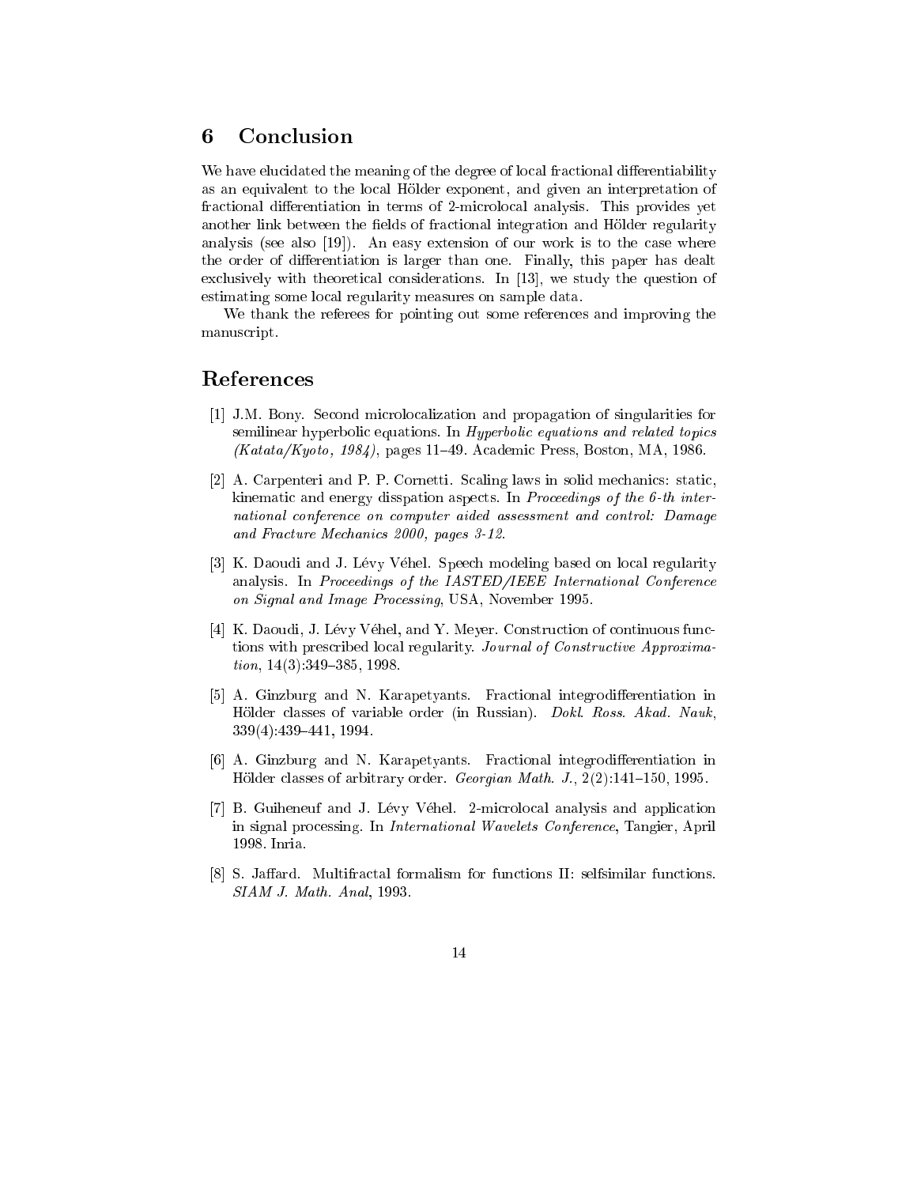## 6 Conclusion

We have elucidated the meaning of the degree of local fractional differentiability as an equivalent to the local Hölder exponent, and given an interpretation of fractional differentiation in terms of 2-microlocal analysis. This provides yet another link between the fields of fractional integration and Hölder regularity analysis (see also [19]). An easy extension of our work is to the case where the order of differentiation is larger than one. Finally, this paper has dealt exclusively with theoretical considerations. In [13], we study the question of estimating some local regularity measures on sample data.

We thank the referees for pointing out some references and improving the manuscript.

## References

[1] J.M. Bony. Second microlocalization and propagation of singularities for semilinear hyperbolic equations. In *Hyperbolic equations and related topics (Katata/Kyoto, 1984)*, pages 11–49. Academic Press, Boston, MA, 1986.

[2] A. Carpenteri and P. P. Cornetti. Scaling laws in solid mechanics: static, kinematic and energy disspation aspects. In *Proceedings of the 6-th international conference on computer aided assessment and control: Damage and Fracture Mechanics 2000, pages 3-12*.

[3] K. Daoudi and J. Lévy Véhel. Speech modeling based on local regularity analysis. In *Proceedings of the IASTED/IEEE International Conference on Signal and Image Processing*, USA, November 1995.

[4] K. Daoudi, J. Lévy Véhel, and Y. Meyer. Construction of continuous functions with prescribed local regularity. *Journal of Constructive Approximation*, 14(3):349–385, 1998.

[5] A. Ginzburg and N. Karapetyants. Fractional integrodifferentiation in Hölder classes of variable order (in Russian). *Dokl. Ross. Akad. Nauk*, 339(4):439–441, 1994.

[6] A. Ginzburg and N. Karapetyants. Fractional integrodifferentiation in Hölder classes of arbitrary order. *Georgian Math. J.*, 2(2):141–150, 1995.

[7] B. Guiheneuf and J. Lévy Véhel. 2-microlocal analysis and application in signal processing. In *International Wavelets Conference*, Tangier, April 1998. Inria.

[8] S. Jaffard. Multifractal formalism for functions II: selfsimilar functions. *SIAM J. Math. Anal*, 1993.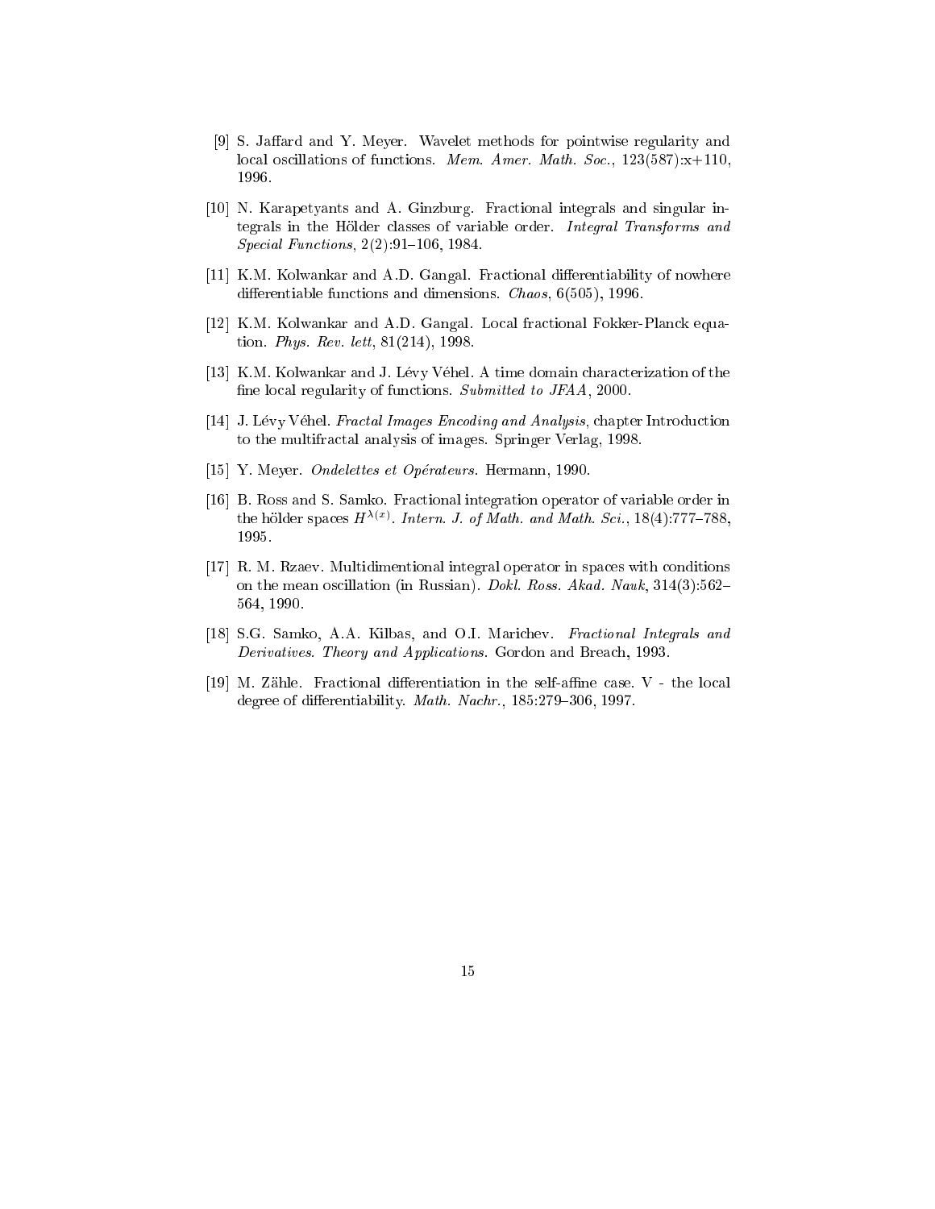[9] S. Jaffard and Y. Meyer. Wavelet methods for pointwise regularity and local oscillations of functions. *Mem. Amer. Math. Soc.*, 123(587):x+110, 1996.

[10] N. Karapetyants and A. Ginzburg. Fractional integrals and singular integrals in the Hölder classes of variable order. *Integral Transforms and Special Functions*, 2(2):91–106, 1984.

[11] K.M. Kolwankar and A.D. Gangal. Fractional differentiability of nowhere differentiable functions and dimensions. *Chaos*, 6(505), 1996.

[12] K.M. Kolwankar and A.D. Gangal. Local fractional Fokker-Planck equation. *Phys. Rev. lett*, 81(214), 1998.

[13] K.M. Kolwankar and J. Lévy Véhel. A time domain characterization of the fine local regularity of functions. *Submitted to JFAA*, 2000.

[14] J. Lévy Véhel. *Fractal Images Encoding and Analysis*, chapter Introduction to the multifractal analysis of images. Springer Verlag, 1998.

[15] Y. Meyer. *Ondelettes et Opérateurs*. Hermann, 1990.

[16] B. Ross and S. Samko. Fractional integration operator of variable order in the hölder spaces $H^{\lambda(x)}$. *Intern. J. of Math. and Math. Sci.*, 18(4):777–788, 1995.

[17] R. M. Rzaev. Multidimentional integral operator in spaces with conditions on the mean oscillation (in Russian). *Dokl. Ross. Akad. Nauk*, 314(3):562–564, 1990.

[18] S.G. Samko, A.A. Kilbas, and O.I. Marichev. *Fractional Integrals and Derivatives. Theory and Applications*. Gordon and Breach, 1993.

[19] M. Zähle. Fractional differentiation in the self-affine case. V - the local degree of differentiability. *Math. Nachr.*, 185:279–306, 1997.